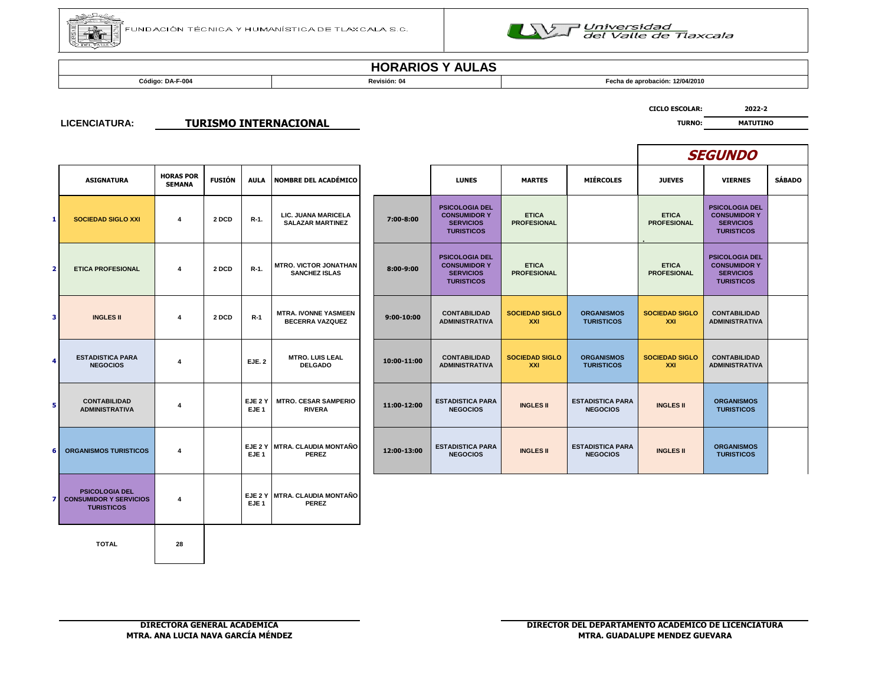FUNDACIÓN TÉCNICA Y HUMANÍSTICA DE TLAXCALA S.C.

Universidad del Valle de Tlaxcala

# HORARIOS Y AULAS

| Código: DA-F-004 | Revisión: 04 | Fecha de aprobación: 12/04/2010 |
|---|---|---|

**CICLO ESCOLAR:** 2022-2

**LICENCIATURA:** **TURISMO INTERNACIONAL**

**TURNO:** MATUTINO

## SEGUNDO

| | ASIGNATURA | HORAS POR SEMANA | FUSIÓN | AULA | NOMBRE DEL ACADÉMICO |
|---|---|---|---|---|---|
| 1 | SOCIEDAD SIGLO XXI | 4 | 2 DCD | R-1. | LIC. JUANA MARICELA SALAZAR MARTINEZ |
| 2 | ETICA PROFESIONAL | 4 | 2 DCD | R-1. | MTRO. VICTOR JONATHAN SANCHEZ ISLAS |
| 3 | INGLES II | 4 | 2 DCD | R-1 | MTRA. IVONNE YASMEEN BECERRA VAZQUEZ |
| 4 | ESTADISTICA PARA NEGOCIOS | 4 | | EJE. 2 | MTRO. LUIS LEAL DELGADO |
| 5 | CONTABILIDAD ADMINISTRATIVA | 4 | | EJE 2 Y EJE 1 | MTRO. CESAR SAMPERIO RIVERA |
| 6 | ORGANISMOS TURISTICOS | 4 | | EJE 2 Y EJE 1 | MTRA. CLAUDIA MONTAÑO PEREZ |
| 7 | PSICOLOGIA DEL CONSUMIDOR Y SERVICIOS TURISTICOS | 4 | | EJE 2 Y EJE 1 | MTRA. CLAUDIA MONTAÑO PEREZ |
| | TOTAL | 28 | | | |

| | LUNES | MARTES | MIÉRCOLES | JUEVES | VIERNES | SÁBADO |
|---|---|---|---|---|---|---|
| 7:00-8:00 | PSICOLOGIA DEL CONSUMIDOR Y SERVICIOS TURISTICOS | ETICA PROFESIONAL | | ETICA PROFESIONAL . | PSICOLOGIA DEL CONSUMIDOR Y SERVICIOS TURISTICOS | |
| 8:00-9:00 | PSICOLOGIA DEL CONSUMIDOR Y SERVICIOS TURISTICOS | ETICA PROFESIONAL | | ETICA PROFESIONAL | PSICOLOGIA DEL CONSUMIDOR Y SERVICIOS TURISTICOS | |
| 9:00-10:00 | CONTABILIDAD ADMINISTRATIVA | SOCIEDAD SIGLO XXI | ORGANISMOS TURISTICOS | SOCIEDAD SIGLO XXI | CONTABILIDAD ADMINISTRATIVA | |
| 10:00-11:00 | CONTABILIDAD ADMINISTRATIVA | SOCIEDAD SIGLO XXI | ORGANISMOS TURISTICOS | SOCIEDAD SIGLO XXI | CONTABILIDAD ADMINISTRATIVA | |
| 11:00-12:00 | ESTADISTICA PARA NEGOCIOS | INGLES II | ESTADISTICA PARA NEGOCIOS | INGLES II | ORGANISMOS TURISTICOS | |
| 12:00-13:00 | ESTADISTICA PARA NEGOCIOS | INGLES II | ESTADISTICA PARA NEGOCIOS | INGLES II | ORGANISMOS TURISTICOS | |

**DIRECTORA GENERAL ACADEMICA**
**MTRA. ANA LUCIA NAVA GARCÍA MÉNDEZ**

**DIRECTOR DEL DEPARTAMENTO ACADEMICO DE LICENCIATURA**
**MTRA. GUADALUPE MENDEZ GUEVARA**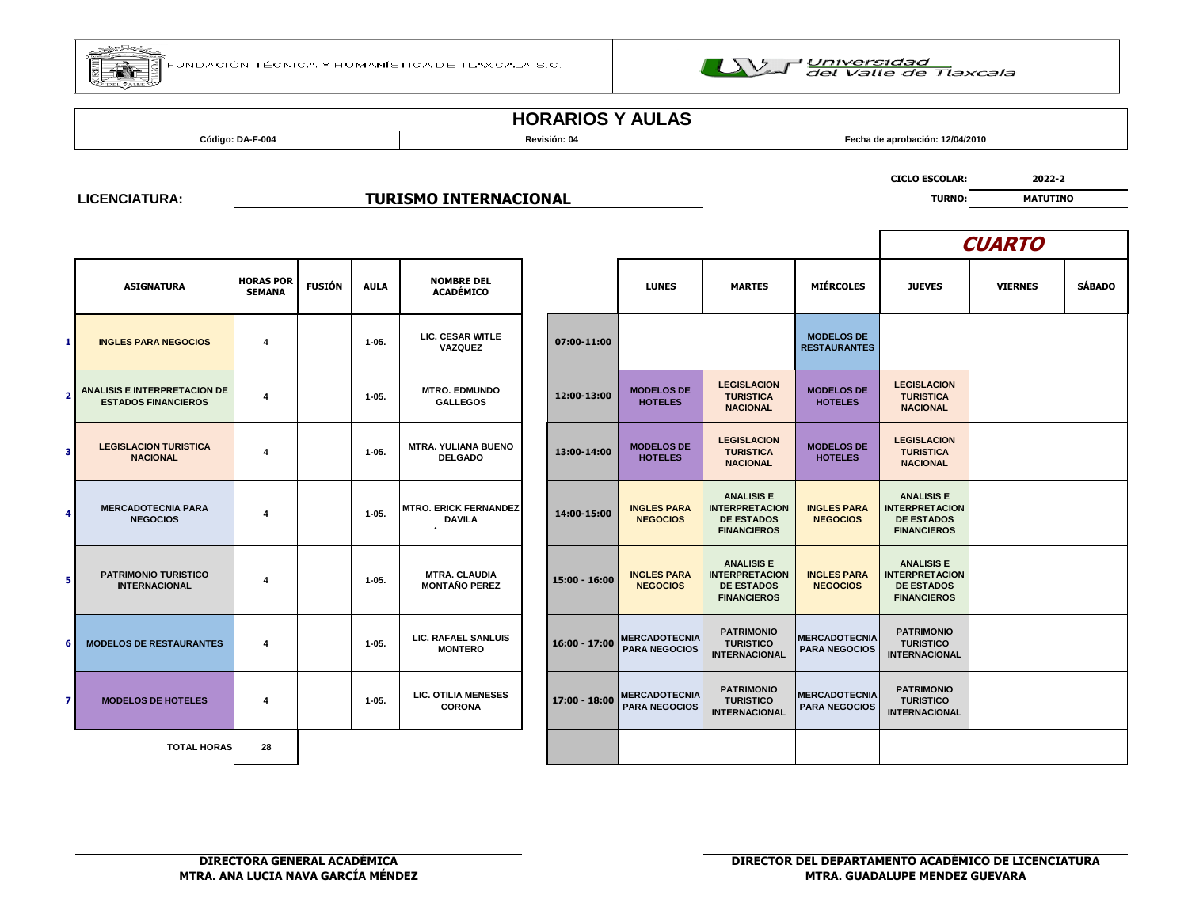FUNDACIÓN TÉCNICA Y HUMANÍSTICA DE TLAXCALA S.C. | Universidad del Valle de Tlaxcala

# HORARIOS Y AULAS

| Código: DA-F-004 | Revisión: 04 | Fecha de aprobación: 12/04/2010 |
|---|---|---|

**CICLO ESCOLAR:** 2022-2

**LICENCIATURA:** **TURISMO INTERNACIONAL**

**TURNO:** MATUTINO

## CUARTO

| | ASIGNATURA | HORAS POR SEMANA | FUSIÓN | AULA | NOMBRE DEL ACADÉMICO |
|---|---|---|---|---|---|
| 1 | INGLES PARA NEGOCIOS | 4 | | 1-05. | LIC. CESAR WITLE VAZQUEZ |
| 2 | ANALISIS E INTERPRETACION DE ESTADOS FINANCIEROS | 4 | | 1-05. | MTRO. EDMUNDO GALLEGOS |
| 3 | LEGISLACION TURISTICA NACIONAL | 4 | | 1-05. | MTRA. YULIANA BUENO DELGADO |
| 4 | MERCADOTECNIA PARA NEGOCIOS | 4 | | 1-05. | MTRO. ERICK FERNANDEZ DAVILA . |
| 5 | PATRIMONIO TURISTICO INTERNACIONAL | 4 | | 1-05. | MTRA. CLAUDIA MONTAÑO PEREZ |
| 6 | MODELOS DE RESTAURANTES | 4 | | 1-05. | LIC. RAFAEL SANLUIS MONTERO |
| 7 | MODELOS DE HOTELES | 4 | | 1-05. | LIC. OTILIA MENESES CORONA |
| | TOTAL HORAS | 28 | | | |

| | LUNES | MARTES | MIÉRCOLES | JUEVES | VIERNES | SÁBADO |
|---|---|---|---|---|---|---|
| 07:00-11:00 | | | MODELOS DE RESTAURANTES | | | |
| 12:00-13:00 | MODELOS DE HOTELES | LEGISLACION TURISTICA NACIONAL | MODELOS DE HOTELES | LEGISLACION TURISTICA NACIONAL | | |
| 13:00-14:00 | MODELOS DE HOTELES | LEGISLACION TURISTICA NACIONAL | MODELOS DE HOTELES | LEGISLACION TURISTICA NACIONAL | | |
| 14:00-15:00 | INGLES PARA NEGOCIOS | ANALISIS E INTERPRETACION DE ESTADOS FINANCIEROS | INGLES PARA NEGOCIOS | ANALISIS E INTERPRETACION DE ESTADOS FINANCIEROS | | |
| 15:00 - 16:00 | INGLES PARA NEGOCIOS | ANALISIS E INTERPRETACION DE ESTADOS FINANCIEROS | INGLES PARA NEGOCIOS | ANALISIS E INTERPRETACION DE ESTADOS FINANCIEROS | | |
| 16:00 - 17:00 | MERCADOTECNIA PARA NEGOCIOS | PATRIMONIO TURISTICO INTERNACIONAL | MERCADOTECNIA PARA NEGOCIOS | PATRIMONIO TURISTICO INTERNACIONAL | | |
| 17:00 - 18:00 | MERCADOTECNIA PARA NEGOCIOS | PATRIMONIO TURISTICO INTERNACIONAL | MERCADOTECNIA PARA NEGOCIOS | PATRIMONIO TURISTICO INTERNACIONAL | | |
| | | | | | | |

**DIRECTORA GENERAL ACADÉMICA**
**MTRA. ANA LUCIA NAVA GARCÍA MÉNDEZ**

**DIRECTOR DEL DEPARTAMENTO ACADÉMICO DE LICENCIATURA**
**MTRA. GUADALUPE MENDEZ GUEVARA**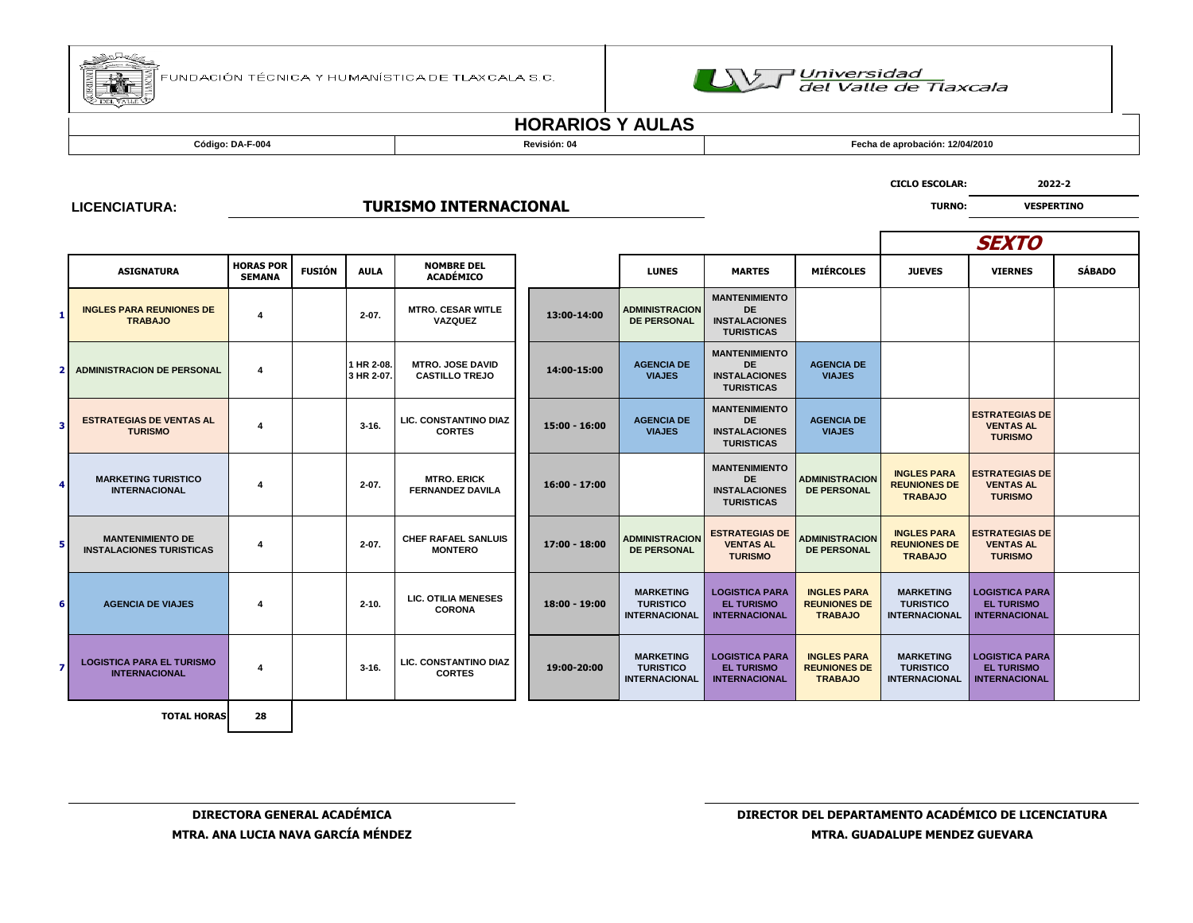FUNDACIÓN TÉCNICA Y HUMANÍSTICA DE TLAXCALA S.C.

Universidad del Valle de Tlaxcala

# HORARIOS Y AULAS

| Código: DA-F-004 | Revisión: 04 | Fecha de aprobación: 12/04/2010 |
|---|---|---|

**CICLO ESCOLAR:** 2022-2

**LICENCIATURA:** **TURISMO INTERNACIONAL**

**TURNO:** VESPERTINO

## SEXTO

| | ASIGNATURA | HORAS POR SEMANA | FUSIÓN | AULA | NOMBRE DEL ACADÉMICO |
|---|---|---|---|---|---|
| 1 | INGLES PARA REUNIONES DE TRABAJO | 4 | | 2-07. | MTRO. CESAR WITLE VAZQUEZ |
| 2 | ADMINISTRACION DE PERSONAL | 4 | | 1 HR 2-08. 3 HR 2-07. | MTRO. JOSE DAVID CASTILLO TREJO |
| 3 | ESTRATEGIAS DE VENTAS AL TURISMO | 4 | | 3-16. | LIC. CONSTANTINO DIAZ CORTES |
| 4 | MARKETING TURISTICO INTERNACIONAL | 4 | | 2-07. | MTRO. ERICK FERNANDEZ DAVILA |
| 5 | MANTENIMIENTO DE INSTALACIONES TURISTICAS | 4 | | 2-07. | CHEF RAFAEL SANLUIS MONTERO |
| 6 | AGENCIA DE VIAJES | 4 | | 2-10. | LIC. OTILIA MENESES CORONA |
| 7 | LOGISTICA PARA EL TURISMO INTERNACIONAL | 4 | | 3-16. | LIC. CONSTANTINO DIAZ CORTES |
| | TOTAL HORAS | 28 | | | |

| | LUNES | MARTES | MIÉRCOLES | JUEVES | VIERNES | SÁBADO |
|---|---|---|---|---|---|---|
| 13:00-14:00 | ADMINISTRACION DE PERSONAL | MANTENIMIENTO DE INSTALACIONES TURISTICAS | | | | |
| 14:00-15:00 | AGENCIA DE VIAJES | MANTENIMIENTO DE INSTALACIONES TURISTICAS | AGENCIA DE VIAJES | | | |
| 15:00 - 16:00 | AGENCIA DE VIAJES | MANTENIMIENTO DE INSTALACIONES TURISTICAS | AGENCIA DE VIAJES | | ESTRATEGIAS DE VENTAS AL TURISMO | |
| 16:00 - 17:00 | | MANTENIMIENTO DE INSTALACIONES TURISTICAS | ADMINISTRACION DE PERSONAL | INGLES PARA REUNIONES DE TRABAJO | ESTRATEGIAS DE VENTAS AL TURISMO | |
| 17:00 - 18:00 | ADMINISTRACION DE PERSONAL | ESTRATEGIAS DE VENTAS AL TURISMO | ADMINISTRACION DE PERSONAL | INGLES PARA REUNIONES DE TRABAJO | ESTRATEGIAS DE VENTAS AL TURISMO | |
| 18:00 - 19:00 | MARKETING TURISTICO INTERNACIONAL | LOGISTICA PARA EL TURISMO INTERNACIONAL | INGLES PARA REUNIONES DE TRABAJO | MARKETING TURISTICO INTERNACIONAL | LOGISTICA PARA EL TURISMO INTERNACIONAL | |
| 19:00-20:00 | MARKETING TURISTICO INTERNACIONAL | LOGISTICA PARA EL TURISMO INTERNACIONAL | INGLES PARA REUNIONES DE TRABAJO | MARKETING TURISTICO INTERNACIONAL | LOGISTICA PARA EL TURISMO INTERNACIONAL | |

**DIRECTORA GENERAL ACADÉMICA**
**MTRA. ANA LUCIA NAVA GARCÍA MÉNDEZ**

**DIRECTOR DEL DEPARTAMENTO ACADÉMICO DE LICENCIATURA**
**MTRA. GUADALUPE MENDEZ GUEVARA**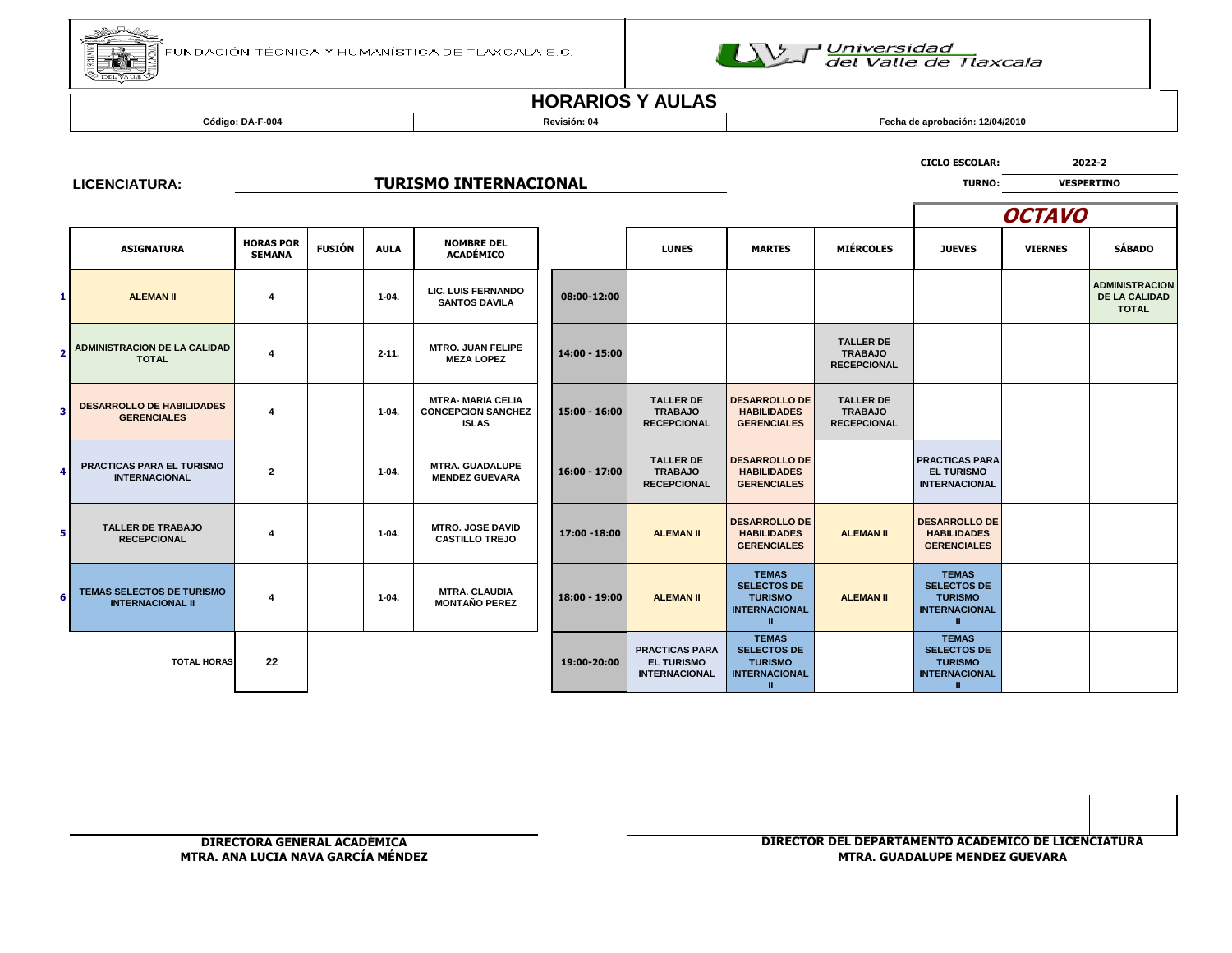FUNDACIÓN TÉCNICA Y HUMANÍSTICA DE TLAXCALA S.C.

Universidad del Valle de Tlaxcala

# HORARIOS Y AULAS

| Código: DA-F-004 | Revisión: 04 | Fecha de aprobación: 12/04/2010 |
|---|---|---|

**CICLO ESCOLAR:** 2022-2

**LICENCIATURA:** **TURISMO INTERNACIONAL**

**TURNO:** VESPERTINO

***OCTAVO***

| | ASIGNATURA | HORAS POR SEMANA | FUSIÓN | AULA | NOMBRE DEL ACADÉMICO |
|---|---|---|---|---|---|
| 1 | ALEMAN II | 4 | | 1-04. | LIC. LUIS FERNANDO SANTOS DAVILA |
| 2 | ADMINISTRACION DE LA CALIDAD TOTAL | 4 | | 2-11. | MTRO. JUAN FELIPE MEZA LOPEZ |
| 3 | DESARROLLO DE HABILIDADES GERENCIALES | 4 | | 1-04. | MTRA- MARIA CELIA CONCEPCION SANCHEZ ISLAS |
| 4 | PRACTICAS PARA EL TURISMO INTERNACIONAL | 2 | | 1-04. | MTRA. GUADALUPE MENDEZ GUEVARA |
| 5 | TALLER DE TRABAJO RECEPCIONAL | 4 | | 1-04. | MTRO. JOSE DAVID CASTILLO TREJO |
| 6 | TEMAS SELECTOS DE TURISMO INTERNACIONAL II | 4 | | 1-04. | MTRA. CLAUDIA MONTAÑO PEREZ |
| | TOTAL HORAS | 22 | | | |

| | LUNES | MARTES | MIÉRCOLES | JUEVES | VIERNES | SÁBADO |
|---|---|---|---|---|---|---|
| 08:00-12:00 | | | | | | ADMINISTRACION DE LA CALIDAD TOTAL |
| 14:00 - 15:00 | | | TALLER DE TRABAJO RECEPCIONAL | | | |
| 15:00 - 16:00 | TALLER DE TRABAJO RECEPCIONAL | DESARROLLO DE HABILIDADES GERENCIALES | TALLER DE TRABAJO RECEPCIONAL | | | |
| 16:00 - 17:00 | TALLER DE TRABAJO RECEPCIONAL | DESARROLLO DE HABILIDADES GERENCIALES | | PRACTICAS PARA EL TURISMO INTERNACIONAL | | |
| 17:00 -18:00 | ALEMAN II | DESARROLLO DE HABILIDADES GERENCIALES | ALEMAN II | DESARROLLO DE HABILIDADES GERENCIALES | | |
| 18:00 - 19:00 | ALEMAN II | TEMAS SELECTOS DE TURISMO INTERNACIONAL II | ALEMAN II | TEMAS SELECTOS DE TURISMO INTERNACIONAL II | | |
| 19:00-20:00 | PRACTICAS PARA EL TURISMO INTERNACIONAL | TEMAS SELECTOS DE TURISMO INTERNACIONAL II | | TEMAS SELECTOS DE TURISMO INTERNACIONAL II | | |

**DIRECTORA GENERAL ACADÉMICA**
**MTRA. ANA LUCIA NAVA GARCÍA MÉNDEZ**

**DIRECTOR DEL DEPARTAMENTO ACADÉMICO DE LICENCIATURA**
**MTRA. GUADALUPE MENDEZ GUEVARA**